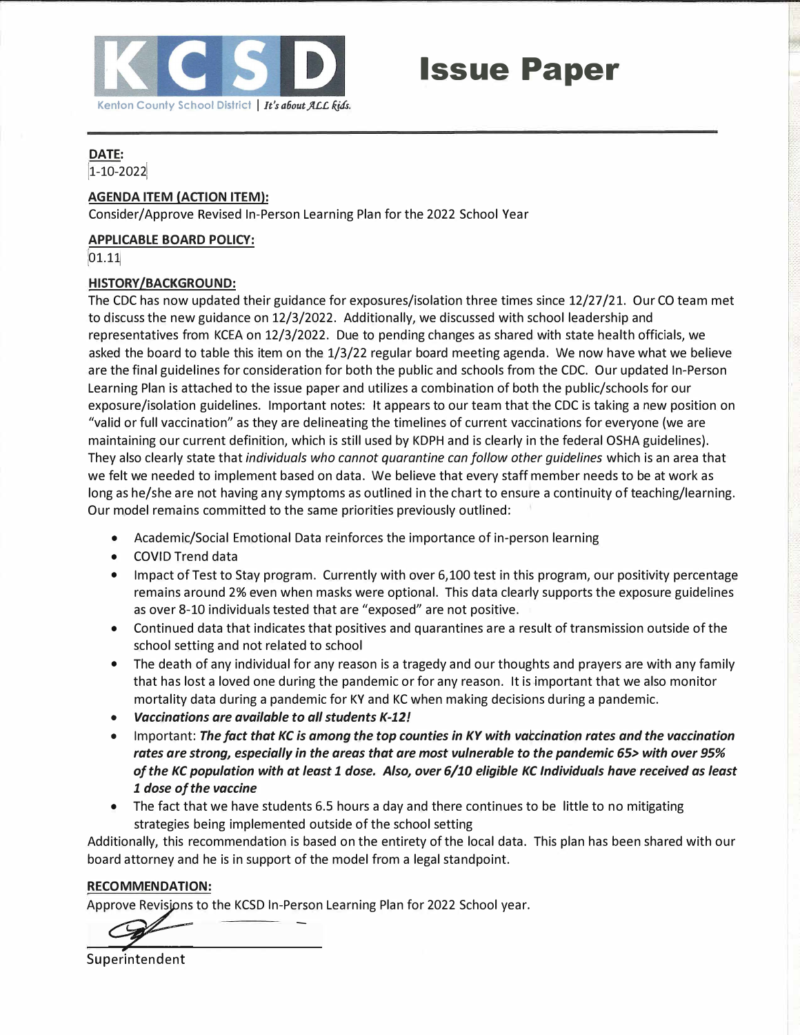# KCSD

Kenton County School District | *It's about ALL kids.*

# Issue Paper

**DATE:**

1-10-2022

**AGENDA ITEM (ACTION ITEM):**

Consider/Approve Revised In-Person Learning Plan for the 2022 School Year

**APPLICABLE BOARD POLICY:**

01.11

**HISTORY/BACKGROUND:**

The CDC has now updated their guidance for exposures/isolation three times since 12/27/21. Our CO team met to discuss the new guidance on 12/3/2022. Additionally, we discussed with school leadership and representatives from KCEA on 12/3/2022. Due to pending changes as shared with state health officials, we asked the board to table this item on the 1/3/22 regular board meeting agenda. We now have what we believe are the final guidelines for consideration for both the public and schools from the CDC. Our updated In-Person Learning Plan is attached to the issue paper and utilizes a combination of both the public/schools for our exposure/isolation guidelines. Important notes: It appears to our team that the CDC is taking a new position on "valid or full vaccination" as they are delineating the timelines of current vaccinations for everyone (we are maintaining our current definition, which is still used by KDPH and is clearly in the federal OSHA guidelines). They also clearly state that *individuals who cannot quarantine can follow other guidelines* which is an area that we felt we needed to implement based on data. We believe that every staff member needs to be at work as long as he/she are not having any symptoms as outlined in the chart to ensure a continuity of teaching/learning. Our model remains committed to the same priorities previously outlined:

- Academic/Social Emotional Data reinforces the importance of in-person learning
- COVID Trend data
- Impact of Test to Stay program. Currently with over 6,100 test in this program, our positivity percentage remains around 2% even when masks were optional. This data clearly supports the exposure guidelines as over 8-10 individuals tested that are "exposed" are not positive.
- Continued data that indicates that positives and quarantines are a result of transmission outside of the school setting and not related to school
- The death of any individual for any reason is a tragedy and our thoughts and prayers are with any family that has lost a loved one during the pandemic or for any reason. It is important that we also monitor mortality data during a pandemic for KY and KC when making decisions during a pandemic.
- ***Vaccinations are available to all students K-12!***
- Important: ***The fact that KC is among the top counties in KY with vaccination rates and the vaccination rates are strong, especially in the areas that are most vulnerable to the pandemic 65> with over 95% of the KC population with at least 1 dose. Also, over 6/10 eligible KC Individuals have received as least 1 dose of the vaccine***
- The fact that we have students 6.5 hours a day and there continues to be little to no mitigating strategies being implemented outside of the school setting

Additionally, this recommendation is based on the entirety of the local data. This plan has been shared with our board attorney and he is in support of the model from a legal standpoint.

**RECOMMENDATION:**

Approve Revisions to the KCSD In-Person Learning Plan for 2022 School year.

Superintendent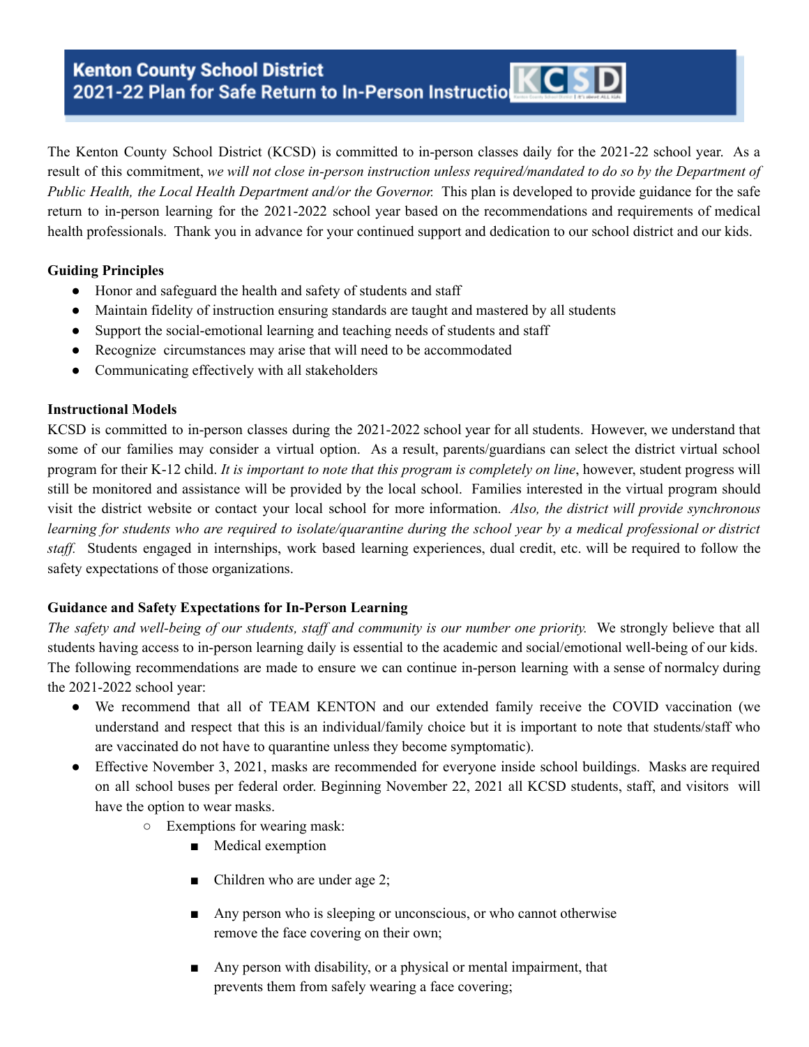## Kenton County School District 2021-22 Plan for Safe Return to In-Person Instruction

The Kenton County School District (KCSD) is committed to in-person classes daily for the 2021-22 school year. As a result of this commitment, *we will not close in-person instruction unless required/mandated to do so by the Department of Public Health, the Local Health Department and/or the Governor.* This plan is developed to provide guidance for the safe return to in-person learning for the 2021-2022 school year based on the recommendations and requirements of medical health professionals. Thank you in advance for your continued support and dedication to our school district and our kids.

**Guiding Principles**

- Honor and safeguard the health and safety of students and staff
- Maintain fidelity of instruction ensuring standards are taught and mastered by all students
- Support the social-emotional learning and teaching needs of students and staff
- Recognize circumstances may arise that will need to be accommodated
- Communicating effectively with all stakeholders

**Instructional Models**

KCSD is committed to in-person classes during the 2021-2022 school year for all students. However, we understand that some of our families may consider a virtual option. As a result, parents/guardians can select the district virtual school program for their K-12 child. *It is important to note that this program is completely on line*, however, student progress will still be monitored and assistance will be provided by the local school. Families interested in the virtual program should visit the district website or contact your local school for more information. *Also, the district will provide synchronous learning for students who are required to isolate/quarantine during the school year by a medical professional or district staff.* Students engaged in internships, work based learning experiences, dual credit, etc. will be required to follow the safety expectations of those organizations.

**Guidance and Safety Expectations for In-Person Learning**

*The safety and well-being of our students, staff and community is our number one priority.* We strongly believe that all students having access to in-person learning daily is essential to the academic and social/emotional well-being of our kids. The following recommendations are made to ensure we can continue in-person learning with a sense of normalcy during the 2021-2022 school year:

- We recommend that all of TEAM KENTON and our extended family receive the COVID vaccination (we understand and respect that this is an individual/family choice but it is important to note that students/staff who are vaccinated do not have to quarantine unless they become symptomatic).
- Effective November 3, 2021, masks are recommended for everyone inside school buildings. Masks are required on all school buses per federal order. Beginning November 22, 2021 all KCSD students, staff, and visitors will have the option to wear masks.
  - Exemptions for wearing mask:
    - Medical exemption
    - Children who are under age 2;
    - Any person who is sleeping or unconscious, or who cannot otherwise remove the face covering on their own;
    - Any person with disability, or a physical or mental impairment, that prevents them from safely wearing a face covering;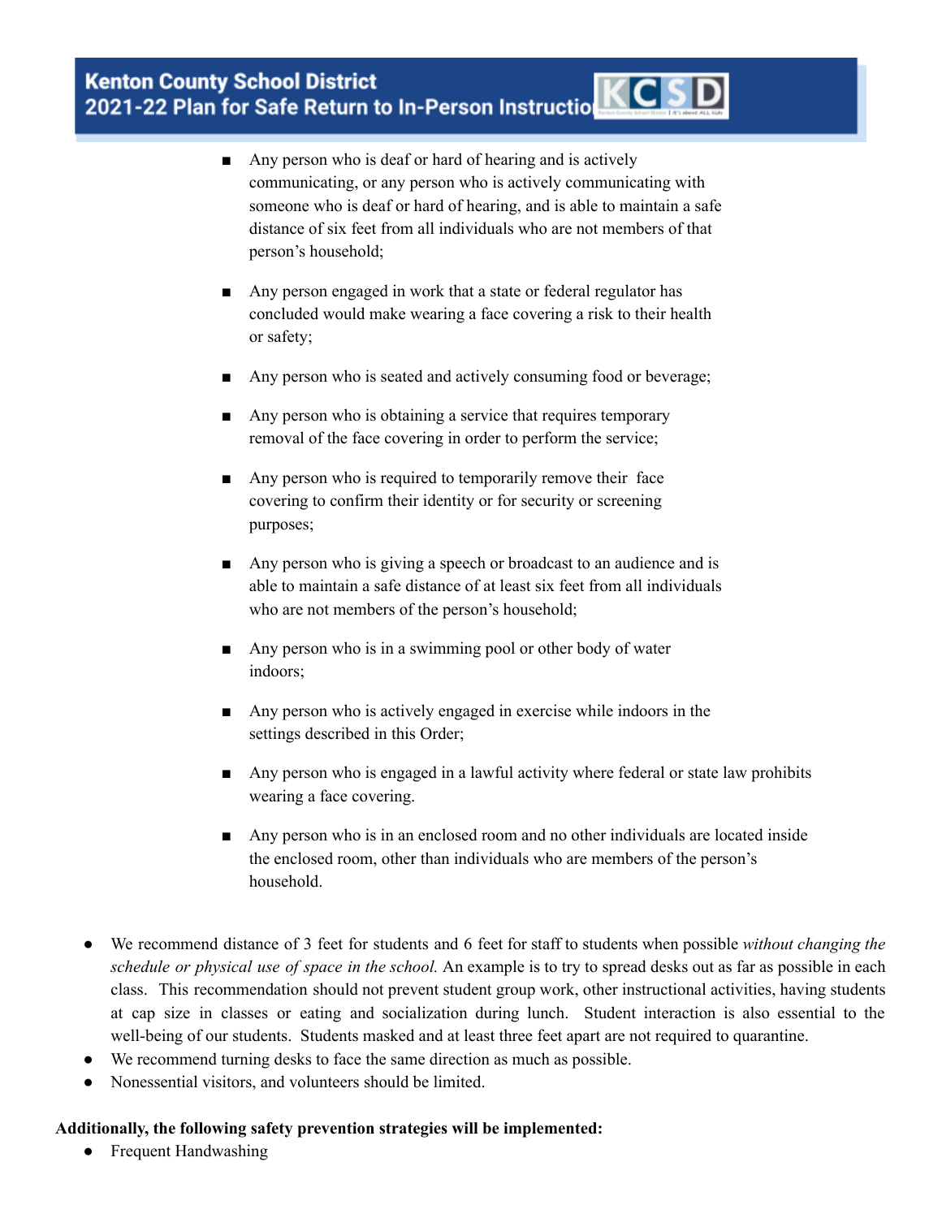- Any person who is deaf or hard of hearing and is actively communicating, or any person who is actively communicating with someone who is deaf or hard of hearing, and is able to maintain a safe distance of six feet from all individuals who are not members of that person's household;
- Any person engaged in work that a state or federal regulator has concluded would make wearing a face covering a risk to their health or safety;
- Any person who is seated and actively consuming food or beverage;
- Any person who is obtaining a service that requires temporary removal of the face covering in order to perform the service;
- Any person who is required to temporarily remove their face covering to confirm their identity or for security or screening purposes;
- Any person who is giving a speech or broadcast to an audience and is able to maintain a safe distance of at least six feet from all individuals who are not members of the person's household;
- Any person who is in a swimming pool or other body of water indoors;
- Any person who is actively engaged in exercise while indoors in the settings described in this Order;
- Any person who is engaged in a lawful activity where federal or state law prohibits wearing a face covering.
- Any person who is in an enclosed room and no other individuals are located inside the enclosed room, other than individuals who are members of the person's household.

- We recommend distance of 3 feet for students and 6 feet for staff to students when possible *without changing the schedule or physical use of space in the school.* An example is to try to spread desks out as far as possible in each class. This recommendation should not prevent student group work, other instructional activities, having students at cap size in classes or eating and socialization during lunch. Student interaction is also essential to the well-being of our students. Students masked and at least three feet apart are not required to quarantine.
- We recommend turning desks to face the same direction as much as possible.
- Nonessential visitors, and volunteers should be limited.

**Additionally, the following safety prevention strategies will be implemented:**

- Frequent Handwashing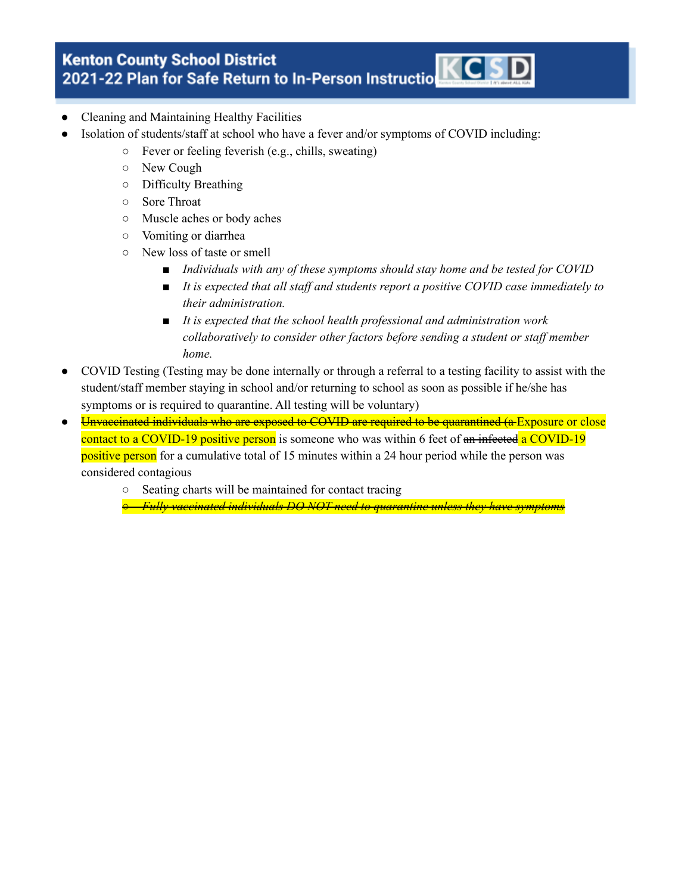- Cleaning and Maintaining Healthy Facilities
- Isolation of students/staff at school who have a fever and/or symptoms of COVID including:
    - Fever or feeling feverish (e.g., chills, sweating)
    - New Cough
    - Difficulty Breathing
    - Sore Throat
    - Muscle aches or body aches
    - Vomiting or diarrhea
    - New loss of taste or smell
        - *Individuals with any of these symptoms should stay home and be tested for COVID*
        - *It is expected that all staff and students report a positive COVID case immediately to their administration.*
        - *It is expected that the school health professional and administration work collaboratively to consider other factors before sending a student or staff member home.*
- COVID Testing (Testing may be done internally or through a referral to a testing facility to assist with the student/staff member staying in school and/or returning to school as soon as possible if he/she has symptoms or is required to quarantine. All testing will be voluntary)
- ~~Unvaccinated individuals who are exposed to COVID are required to be quarantined (a~~ Exposure or close contact to a COVID-19 positive person is someone who was within 6 feet of ~~an infected~~ a COVID-19 positive person for a cumulative total of 15 minutes within a 24 hour period while the person was considered contagious
    - Seating charts will be maintained for contact tracing
    - ~~*Fully vaccinated individuals DO NOT need to quarantine unless they have symptoms*~~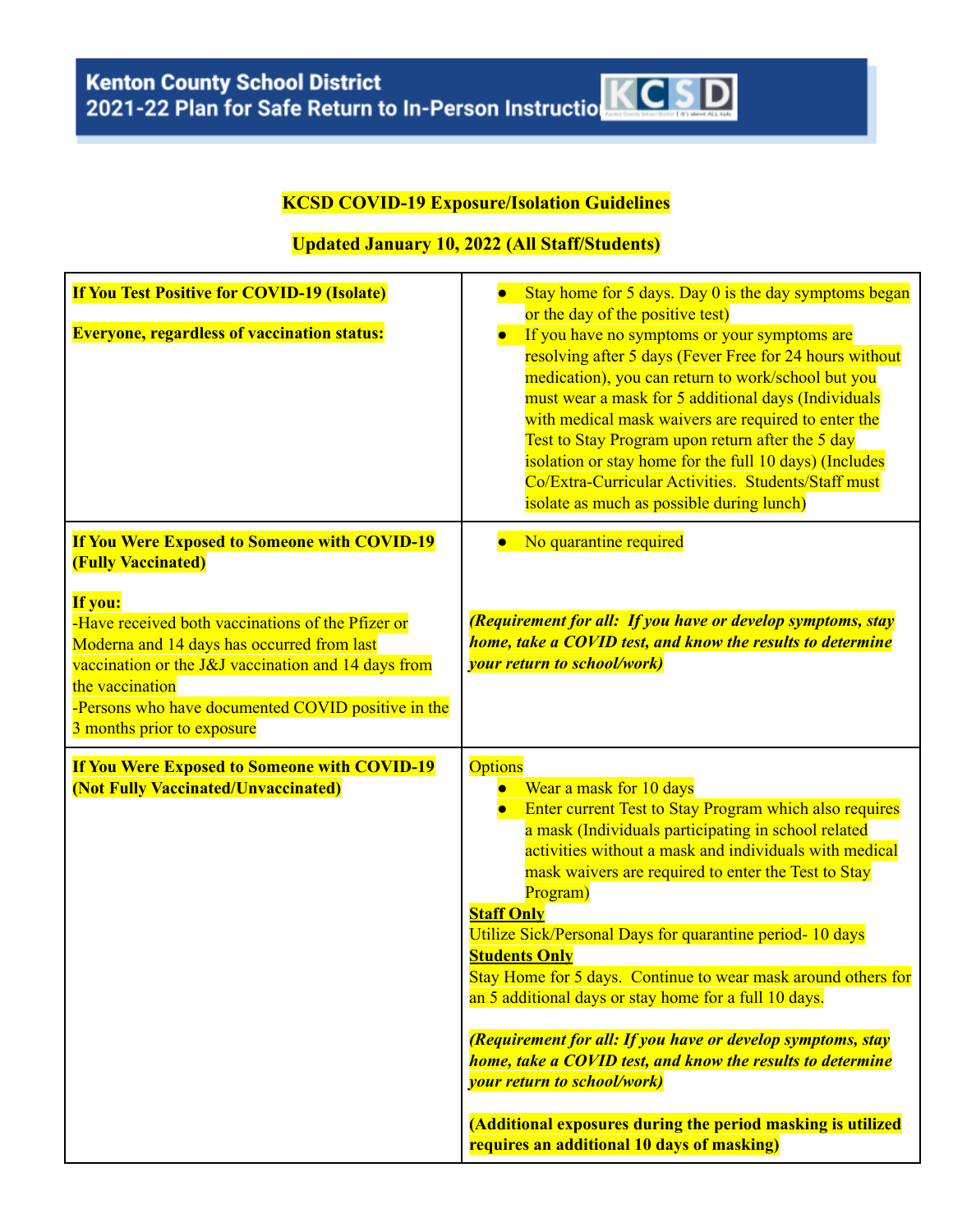**KCSD COVID-19 Exposure/Isolation Guidelines**

**Updated January 10, 2022 (All Staff/Students)**

| | |
|---|---|
| **If You Test Positive for COVID-19 (Isolate)**<br><br>**Everyone, regardless of vaccination status:** | • Stay home for 5 days. Day 0 is the day symptoms began or the day of the positive test)<br>• If you have no symptoms or your symptoms are resolving after 5 days (Fever Free for 24 hours without medication), you can return to work/school but you must wear a mask for 5 additional days (Individuals with medical mask waivers are required to enter the Test to Stay Program upon return after the 5 day isolation or stay home for the full 10 days) (Includes Co/Extra-Curricular Activities. Students/Staff must isolate as much as possible during lunch) |
| **If You Were Exposed to Someone with COVID-19 (Fully Vaccinated)**<br><br>**If you:**<br>-Have received both vaccinations of the Pfizer or Moderna and 14 days has occurred from last vaccination or the J&J vaccination and 14 days from the vaccination<br>-Persons who have documented COVID positive in the 3 months prior to exposure | • No quarantine required<br><br>***(Requirement for all: If you have or develop symptoms, stay home, take a COVID test, and know the results to determine your return to school/work)*** |
| **If You Were Exposed to Someone with COVID-19 (Not Fully Vaccinated/Unvaccinated)** | Options<br>• Wear a mask for 10 days<br>• Enter current Test to Stay Program which also requires a mask (Individuals participating in school related activities without a mask and individuals with medical mask waivers are required to enter the Test to Stay Program)<br>**Staff Only**<br>Utilize Sick/Personal Days for quarantine period- 10 days<br>**Students Only**<br>Stay Home for 5 days. Continue to wear mask around others for an 5 additional days or stay home for a full 10 days.<br><br>***(Requirement for all: If you have or develop symptoms, stay home, take a COVID test, and know the results to determine your return to school/work)***<br><br>**(Additional exposures during the period masking is utilized requires an additional 10 days of masking)** |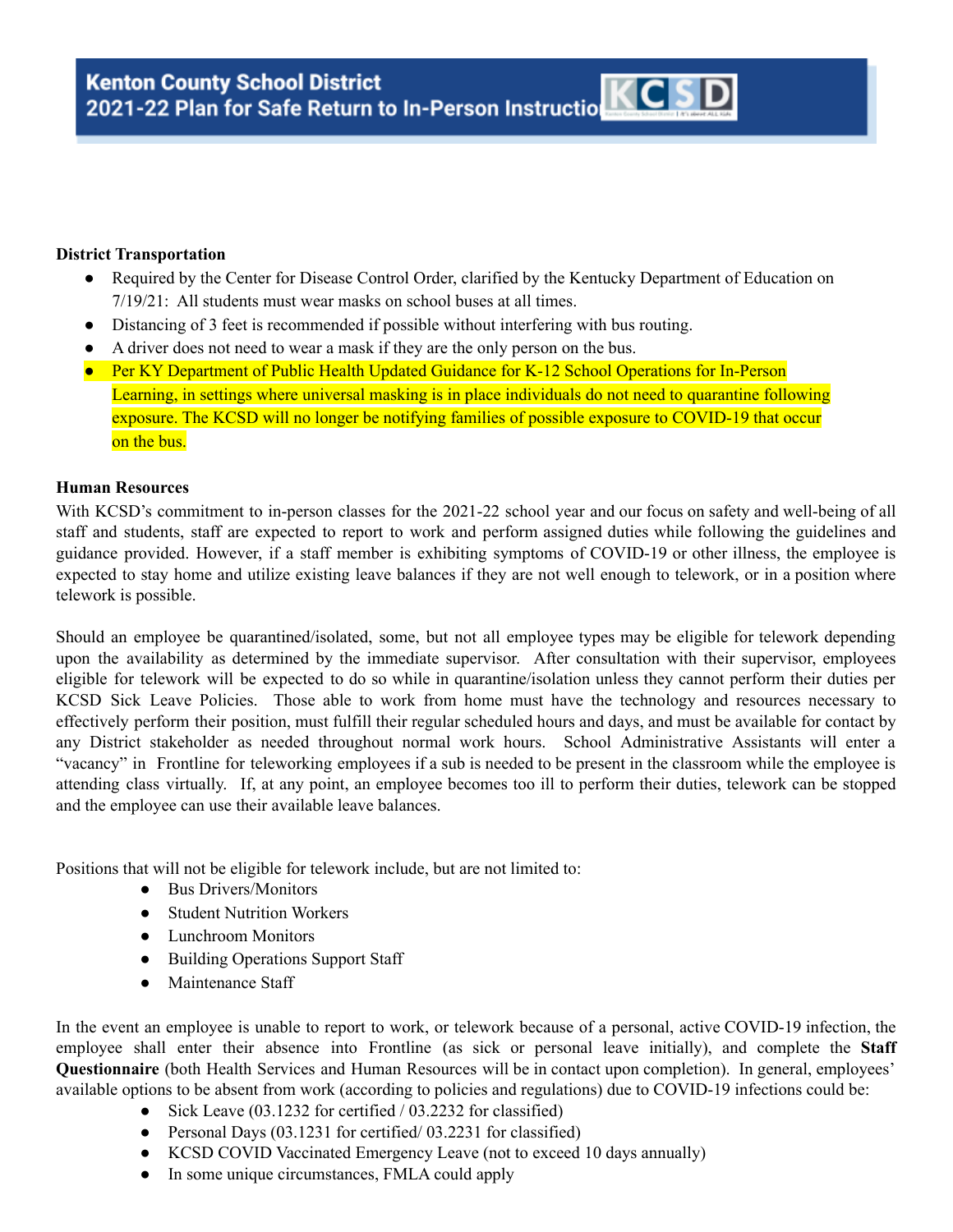**District Transportation**

- Required by the Center for Disease Control Order, clarified by the Kentucky Department of Education on 7/19/21: All students must wear masks on school buses at all times.
- Distancing of 3 feet is recommended if possible without interfering with bus routing.
- A driver does not need to wear a mask if they are the only person on the bus.
- Per KY Department of Public Health Updated Guidance for K-12 School Operations for In-Person Learning, in settings where universal masking is in place individuals do not need to quarantine following exposure. The KCSD will no longer be notifying families of possible exposure to COVID-19 that occur on the bus.

**Human Resources**

With KCSD's commitment to in-person classes for the 2021-22 school year and our focus on safety and well-being of all staff and students, staff are expected to report to work and perform assigned duties while following the guidelines and guidance provided. However, if a staff member is exhibiting symptoms of COVID-19 or other illness, the employee is expected to stay home and utilize existing leave balances if they are not well enough to telework, or in a position where telework is possible.

Should an employee be quarantined/isolated, some, but not all employee types may be eligible for telework depending upon the availability as determined by the immediate supervisor. After consultation with their supervisor, employees eligible for telework will be expected to do so while in quarantine/isolation unless they cannot perform their duties per KCSD Sick Leave Policies. Those able to work from home must have the technology and resources necessary to effectively perform their position, must fulfill their regular scheduled hours and days, and must be available for contact by any District stakeholder as needed throughout normal work hours. School Administrative Assistants will enter a "vacancy" in Frontline for teleworking employees if a sub is needed to be present in the classroom while the employee is attending class virtually. If, at any point, an employee becomes too ill to perform their duties, telework can be stopped and the employee can use their available leave balances.

Positions that will not be eligible for telework include, but are not limited to:

- Bus Drivers/Monitors
- Student Nutrition Workers
- Lunchroom Monitors
- Building Operations Support Staff
- Maintenance Staff

In the event an employee is unable to report to work, or telework because of a personal, active COVID-19 infection, the employee shall enter their absence into Frontline (as sick or personal leave initially), and complete the **Staff Questionnaire** (both Health Services and Human Resources will be in contact upon completion). In general, employees' available options to be absent from work (according to policies and regulations) due to COVID-19 infections could be:

- Sick Leave (03.1232 for certified / 03.2232 for classified)
- Personal Days (03.1231 for certified/ 03.2231 for classified)
- KCSD COVID Vaccinated Emergency Leave (not to exceed 10 days annually)
- In some unique circumstances, FMLA could apply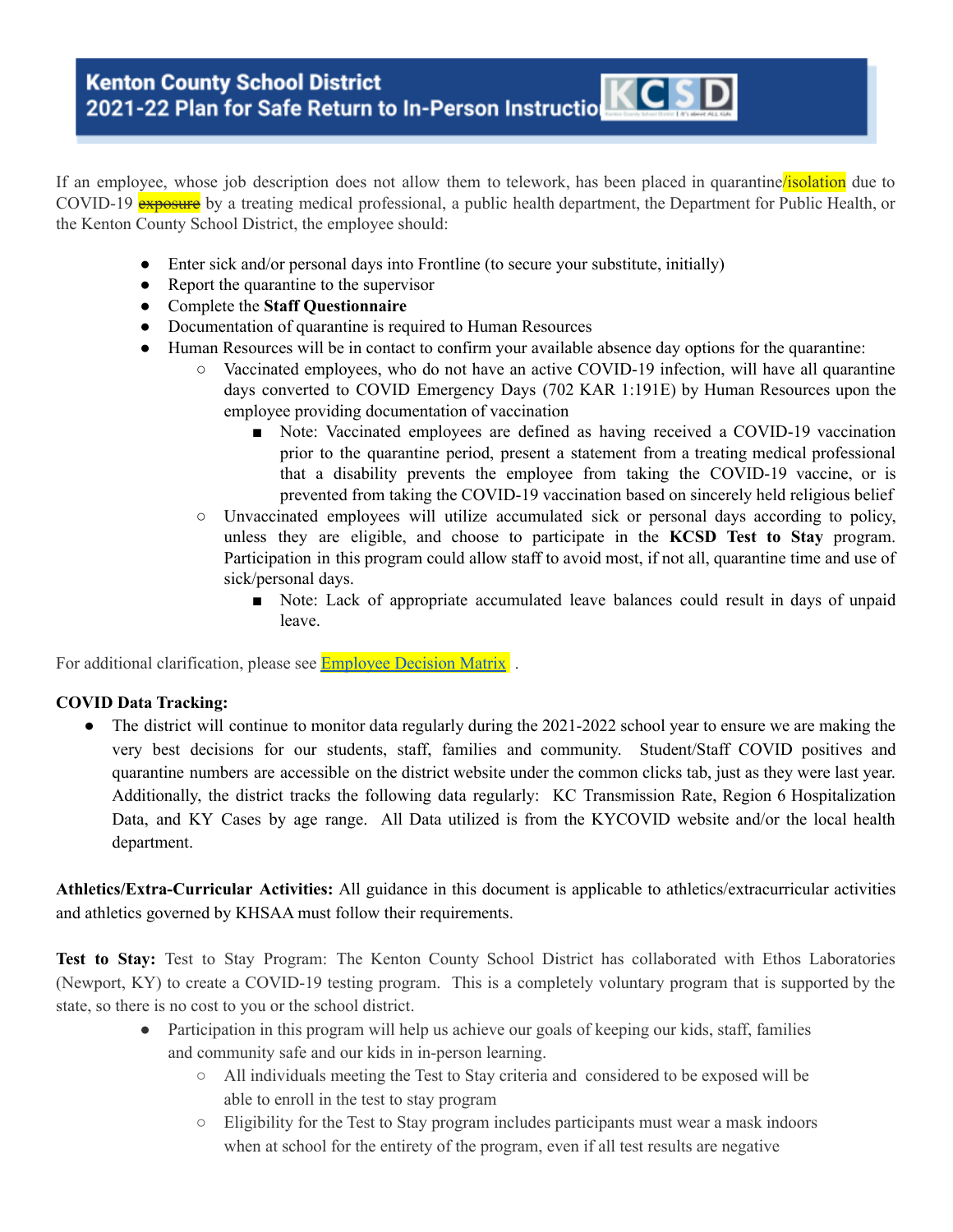If an employee, whose job description does not allow them to telework, has been placed in quarantine/isolation due to COVID-19 ~~exposure~~ by a treating medical professional, a public health department, the Department for Public Health, or the Kenton County School District, the employee should:

- Enter sick and/or personal days into Frontline (to secure your substitute, initially)
- Report the quarantine to the supervisor
- Complete the **Staff Questionnaire**
- Documentation of quarantine is required to Human Resources
- Human Resources will be in contact to confirm your available absence day options for the quarantine:
  - Vaccinated employees, who do not have an active COVID-19 infection, will have all quarantine days converted to COVID Emergency Days (702 KAR 1:191E) by Human Resources upon the employee providing documentation of vaccination
    - Note: Vaccinated employees are defined as having received a COVID-19 vaccination prior to the quarantine period, present a statement from a treating medical professional that a disability prevents the employee from taking the COVID-19 vaccine, or is prevented from taking the COVID-19 vaccination based on sincerely held religious belief
  - Unvaccinated employees will utilize accumulated sick or personal days according to policy, unless they are eligible, and choose to participate in the **KCSD Test to Stay** program. Participation in this program could allow staff to avoid most, if not all, quarantine time and use of sick/personal days.
    - Note: Lack of appropriate accumulated leave balances could result in days of unpaid leave.

For additional clarification, please see Employee Decision Matrix .

**COVID Data Tracking:**

- The district will continue to monitor data regularly during the 2021-2022 school year to ensure we are making the very best decisions for our students, staff, families and community. Student/Staff COVID positives and quarantine numbers are accessible on the district website under the common clicks tab, just as they were last year. Additionally, the district tracks the following data regularly: KC Transmission Rate, Region 6 Hospitalization Data, and KY Cases by age range. All Data utilized is from the KYCOVID website and/or the local health department.

**Athletics/Extra-Curricular Activities:** All guidance in this document is applicable to athletics/extracurricular activities and athletics governed by KHSAA must follow their requirements.

**Test to Stay:** Test to Stay Program: The Kenton County School District has collaborated with Ethos Laboratories (Newport, KY) to create a COVID-19 testing program. This is a completely voluntary program that is supported by the state, so there is no cost to you or the school district.

- Participation in this program will help us achieve our goals of keeping our kids, staff, families and community safe and our kids in in-person learning.
  - All individuals meeting the Test to Stay criteria and considered to be exposed will be able to enroll in the test to stay program
  - Eligibility for the Test to Stay program includes participants must wear a mask indoors when at school for the entirety of the program, even if all test results are negative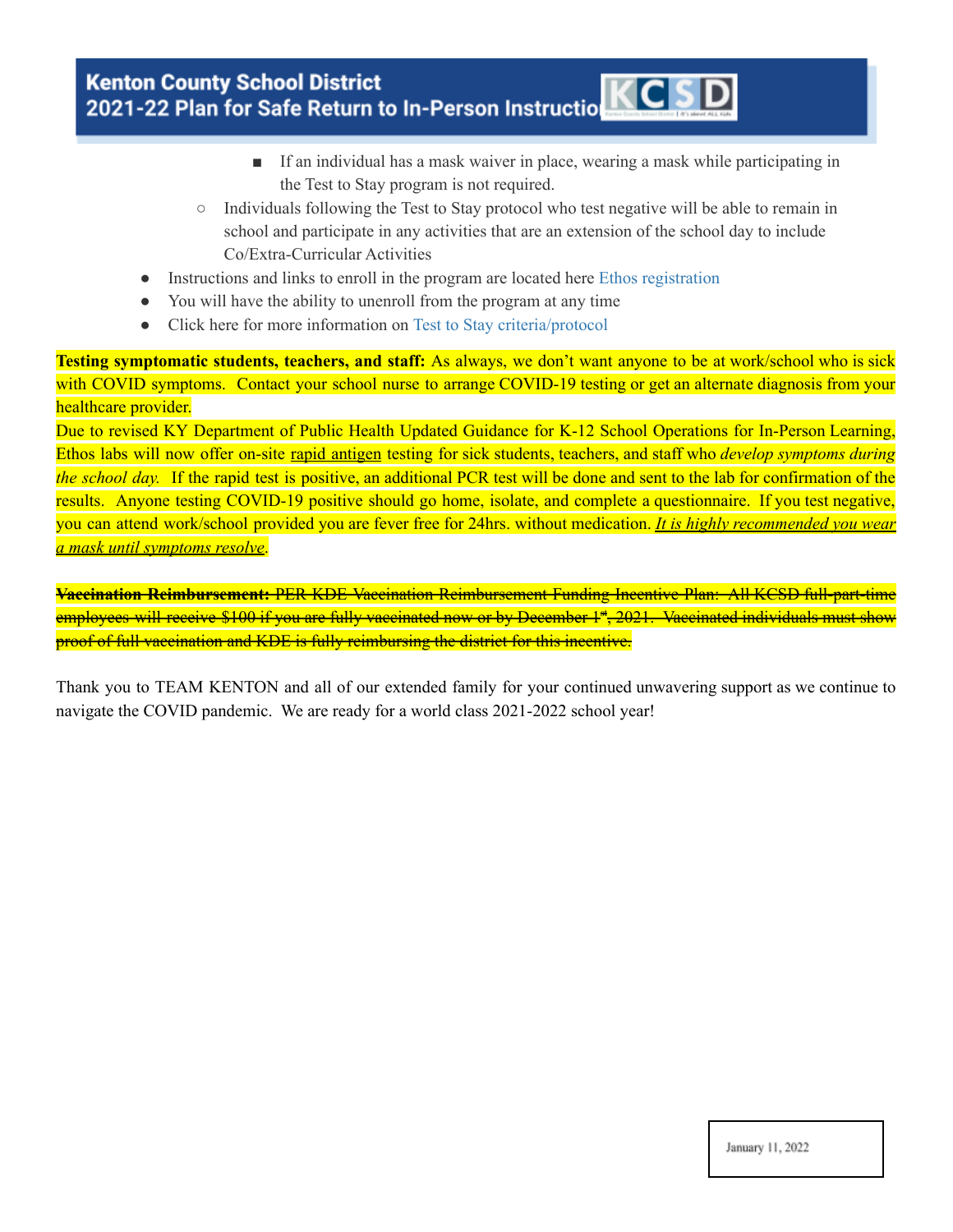- If an individual has a mask waiver in place, wearing a mask while participating in the Test to Stay program is not required.
    - Individuals following the Test to Stay protocol who test negative will be able to remain in school and participate in any activities that are an extension of the school day to include Co/Extra-Curricular Activities
- Instructions and links to enroll in the program are located here Ethos registration
- You will have the ability to unenroll from the program at any time
- Click here for more information on Test to Stay criteria/protocol

**Testing symptomatic students, teachers, and staff:** As always, we don't want anyone to be at work/school who is sick with COVID symptoms. Contact your school nurse to arrange COVID-19 testing or get an alternate diagnosis from your healthcare provider.

Due to revised KY Department of Public Health Updated Guidance for K-12 School Operations for In-Person Learning, Ethos labs will now offer on-site <u>rapid antigen</u> testing for sick students, teachers, and staff who *develop symptoms during the school day.* If the rapid test is positive, an additional PCR test will be done and sent to the lab for confirmation of the results. Anyone testing COVID-19 positive should go home, isolate, and complete a questionnaire. If you test negative, you can attend work/school provided you are fever free for 24hrs. without medication. <u>*It is highly recommended you wear a mask until symptoms resolve*</u>.

~~**Vaccination Reimbursement:** PER KDE Vaccination Reimbursement Funding Incentive Plan: All KCSD full-part-time employees will receive $100 if you are fully vaccinated now or by December 1st, 2021. Vaccinated individuals must show proof of full vaccination and KDE is fully reimbursing the district for this incentive.~~

Thank you to TEAM KENTON and all of our extended family for your continued unwavering support as we continue to navigate the COVID pandemic. We are ready for a world class 2021-2022 school year!

January 11, 2022